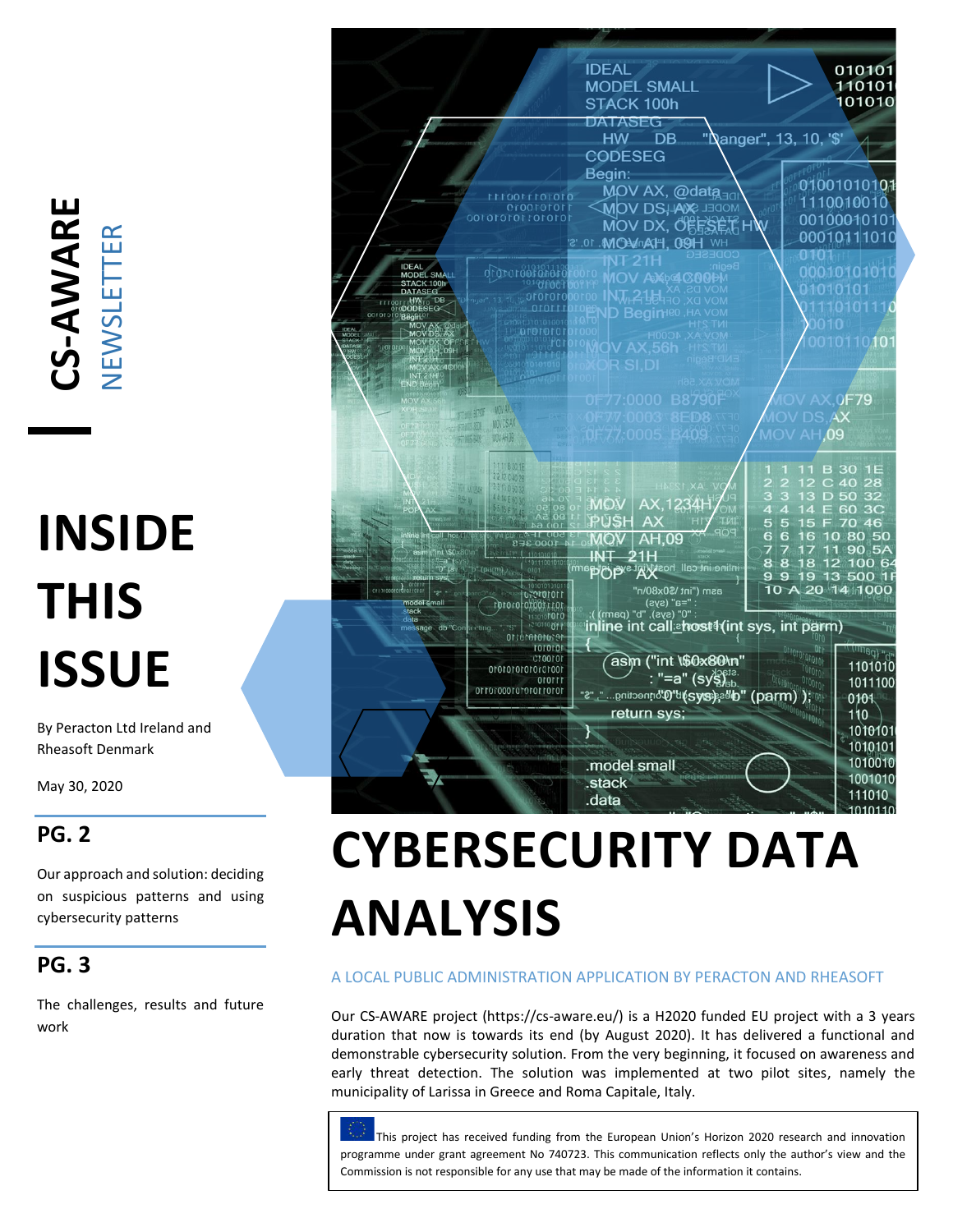# CS-AWARE NEWSLETTER

## INSIDE THIS ISSUE

By Peracton Ltd Ireland and Rheasoft Denmark

May 30, 2020

### PG. 2

Our approach and solution: deciding on suspicious patterns and using cybersecurity patterns

### PG. 3

The challenges, results and future work

# CYBERSECURITY DATA ANALYSIS

A LOCAL PUBLIC ADMINISTRATION APPLICATION BY PERACTON AND RHEASOFT

Our CS-AWARE project (https://cs-aware.eu/) is a H2020 funded EU project with a 3 years duration that now is towards its end (by August 2020). It has delivered a functional and demonstrable cybersecurity solution. From the very beginning, it focused on awareness and early threat detection. The solution was implemented at two pilot sites, namely the municipality of Larissa in Greece and Roma Capitale, Italy.

This project has received funding from the European Union's Horizon 2020 research and innovation programme under grant agreement No 740723. This communication reflects only the author's view and the Commission is not responsible for any use that may be made of the information it contains.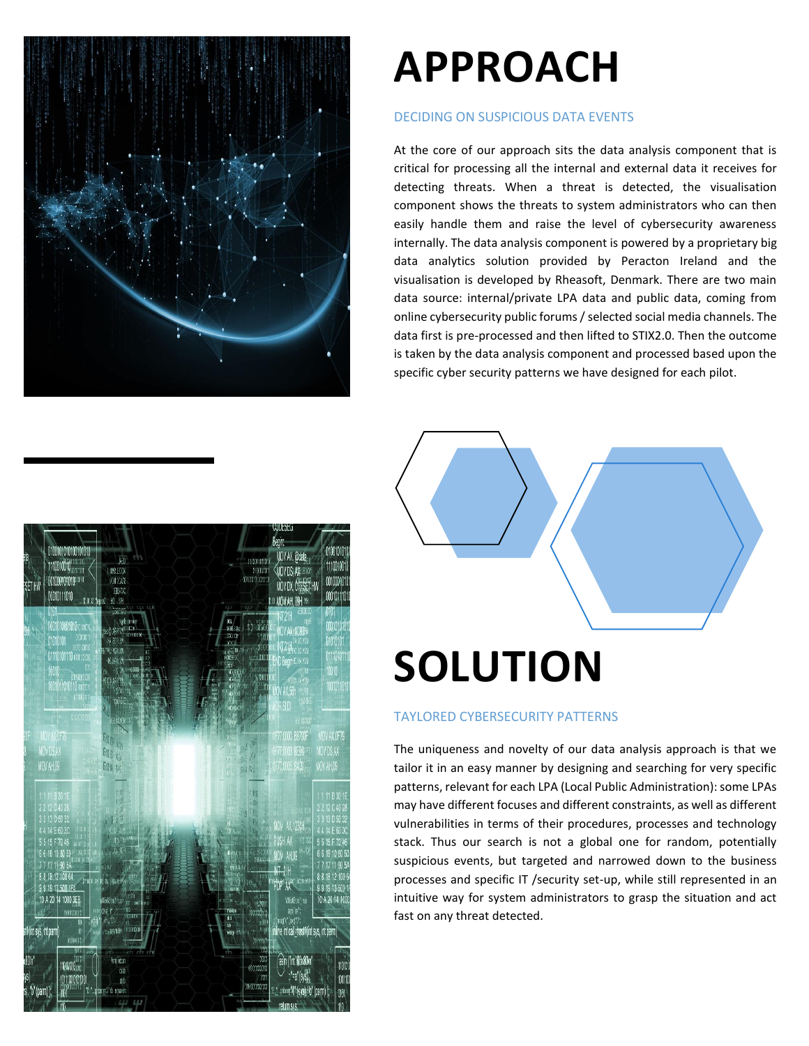# APPROACH

## DECIDING ON SUSPICIOUS DATA EVENTS

At the core of our approach sits the data analysis component that is critical for processing all the internal and external data it receives for detecting threats. When a threat is detected, the visualisation component shows the threats to system administrators who can then easily handle them and raise the level of cybersecurity awareness internally. The data analysis component is powered by a proprietary big data analytics solution provided by Peracton Ireland and the visualisation is developed by Rheasoft, Denmark. There are two main data source: internal/private LPA data and public data, coming from online cybersecurity public forums / selected social media channels. The data first is pre-processed and then lifted to STIX2.0. Then the outcome is taken by the data analysis component and processed based upon the specific cyber security patterns we have designed for each pilot.

# SOLUTION

## TAYLORED CYBERSECURITY PATTERNS

The uniqueness and novelty of our data analysis approach is that we tailor it in an easy manner by designing and searching for very specific patterns, relevant for each LPA (Local Public Administration): some LPAs may have different focuses and different constraints, as well as different vulnerabilities in terms of their procedures, processes and technology stack. Thus our search is not a global one for random, potentially suspicious events, but targeted and narrowed down to the business processes and specific IT /security set-up, while still represented in an intuitive way for system administrators to grasp the situation and act fast on any threat detected.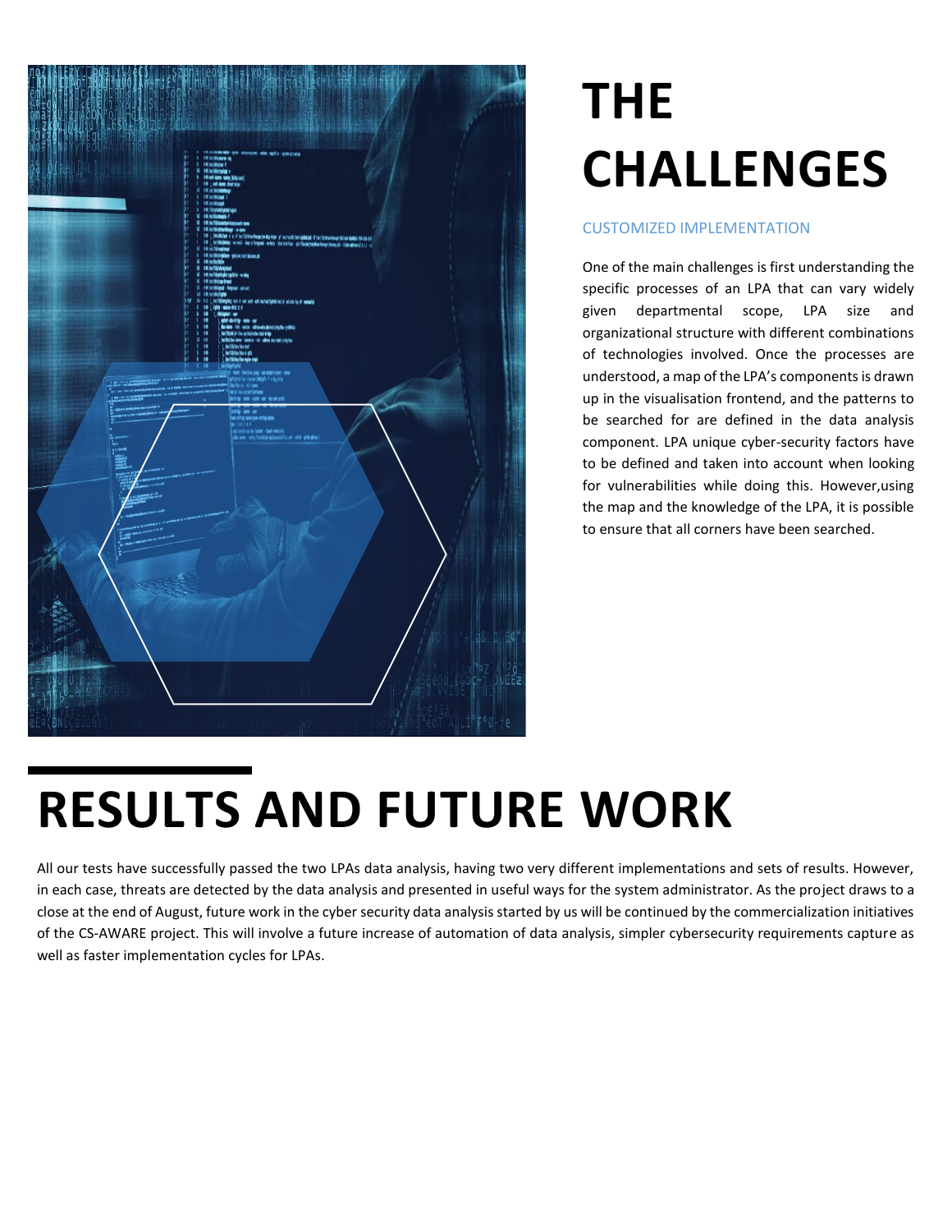# THE CHALLENGES

## CUSTOMIZED IMPLEMENTATION

One of the main challenges is first understanding the specific processes of an LPA that can vary widely given departmental scope, LPA size and organizational structure with different combinations of technologies involved. Once the processes are understood, a map of the LPA's components is drawn up in the visualisation frontend, and the patterns to be searched for are defined in the data analysis component. LPA unique cyber-security factors have to be defined and taken into account when looking for vulnerabilities while doing this. However,using the map and the knowledge of the LPA, it is possible to ensure that all corners have been searched.

# RESULTS AND FUTURE WORK

All our tests have successfully passed the two LPAs data analysis, having two very different implementations and sets of results. However, in each case, threats are detected by the data analysis and presented in useful ways for the system administrator. As the project draws to a close at the end of August, future work in the cyber security data analysis started by us will be continued by the commercialization initiatives of the CS-AWARE project. This will involve a future increase of automation of data analysis, simpler cybersecurity requirements capture as well as faster implementation cycles for LPAs.